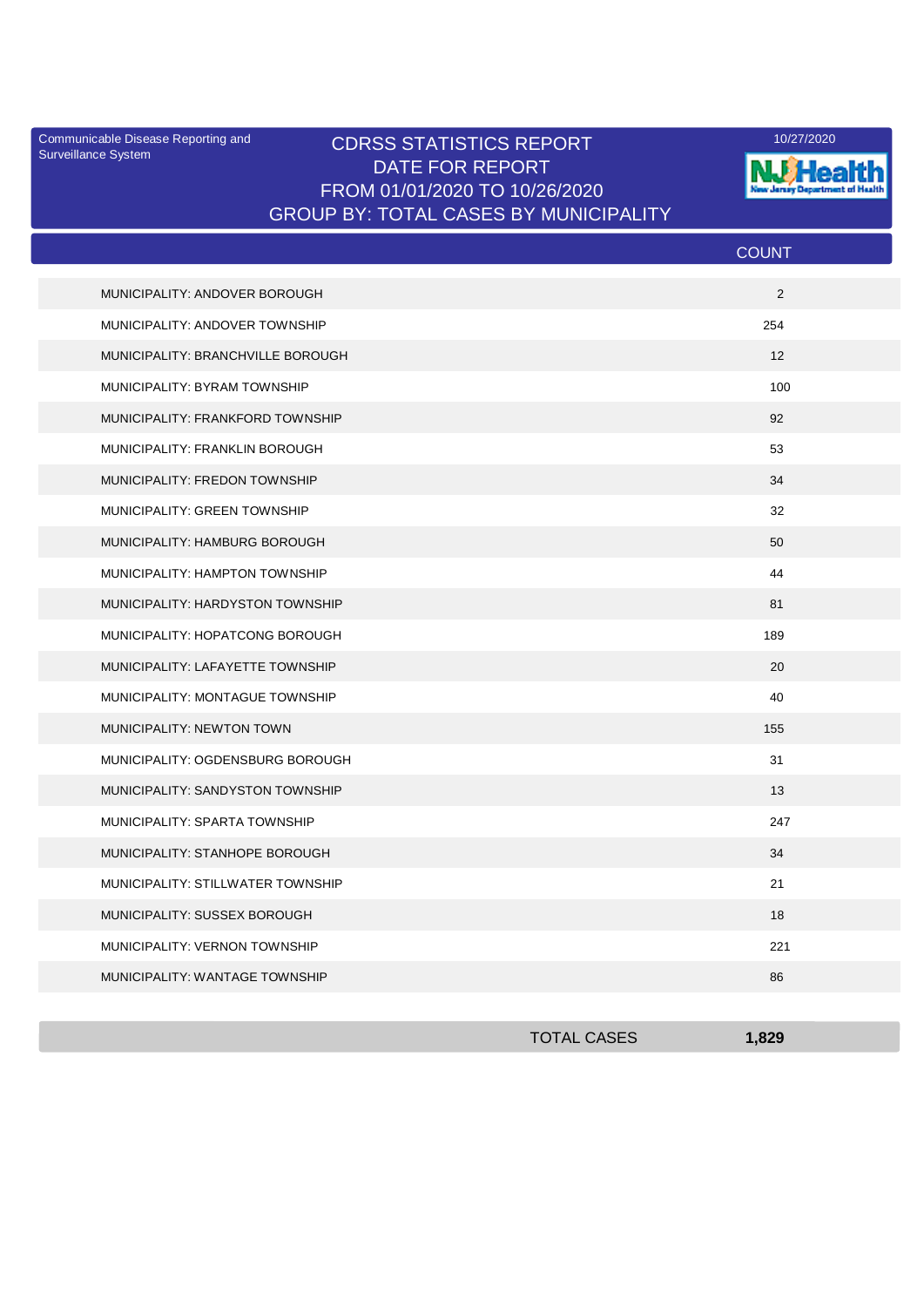Communicable Disease Reporting and Surveillance System

10/27/2020

# CDRSS STATISTICS REPORT
## DATE FOR REPORT
## FROM 01/01/2020 TO 10/26/2020
## GROUP BY: TOTAL CASES BY MUNICIPALITY

| | COUNT |
|---|---|
| MUNICIPALITY: ANDOVER BOROUGH | 2 |
| MUNICIPALITY: ANDOVER TOWNSHIP | 254 |
| MUNICIPALITY: BRANCHVILLE BOROUGH | 12 |
| MUNICIPALITY: BYRAM TOWNSHIP | 100 |
| MUNICIPALITY: FRANKFORD TOWNSHIP | 92 |
| MUNICIPALITY: FRANKLIN BOROUGH | 53 |
| MUNICIPALITY: FREDON TOWNSHIP | 34 |
| MUNICIPALITY: GREEN TOWNSHIP | 32 |
| MUNICIPALITY: HAMBURG BOROUGH | 50 |
| MUNICIPALITY: HAMPTON TOWNSHIP | 44 |
| MUNICIPALITY: HARDYSTON TOWNSHIP | 81 |
| MUNICIPALITY: HOPATCONG BOROUGH | 189 |
| MUNICIPALITY: LAFAYETTE TOWNSHIP | 20 |
| MUNICIPALITY: MONTAGUE TOWNSHIP | 40 |
| MUNICIPALITY: NEWTON TOWN | 155 |
| MUNICIPALITY: OGDENSBURG BOROUGH | 31 |
| MUNICIPALITY: SANDYSTON TOWNSHIP | 13 |
| MUNICIPALITY: SPARTA TOWNSHIP | 247 |
| MUNICIPALITY: STANHOPE BOROUGH | 34 |
| MUNICIPALITY: STILLWATER TOWNSHIP | 21 |
| MUNICIPALITY: SUSSEX BOROUGH | 18 |
| MUNICIPALITY: VERNON TOWNSHIP | 221 |
| MUNICIPALITY: WANTAGE TOWNSHIP | 86 |
| TOTAL CASES | **1,829** |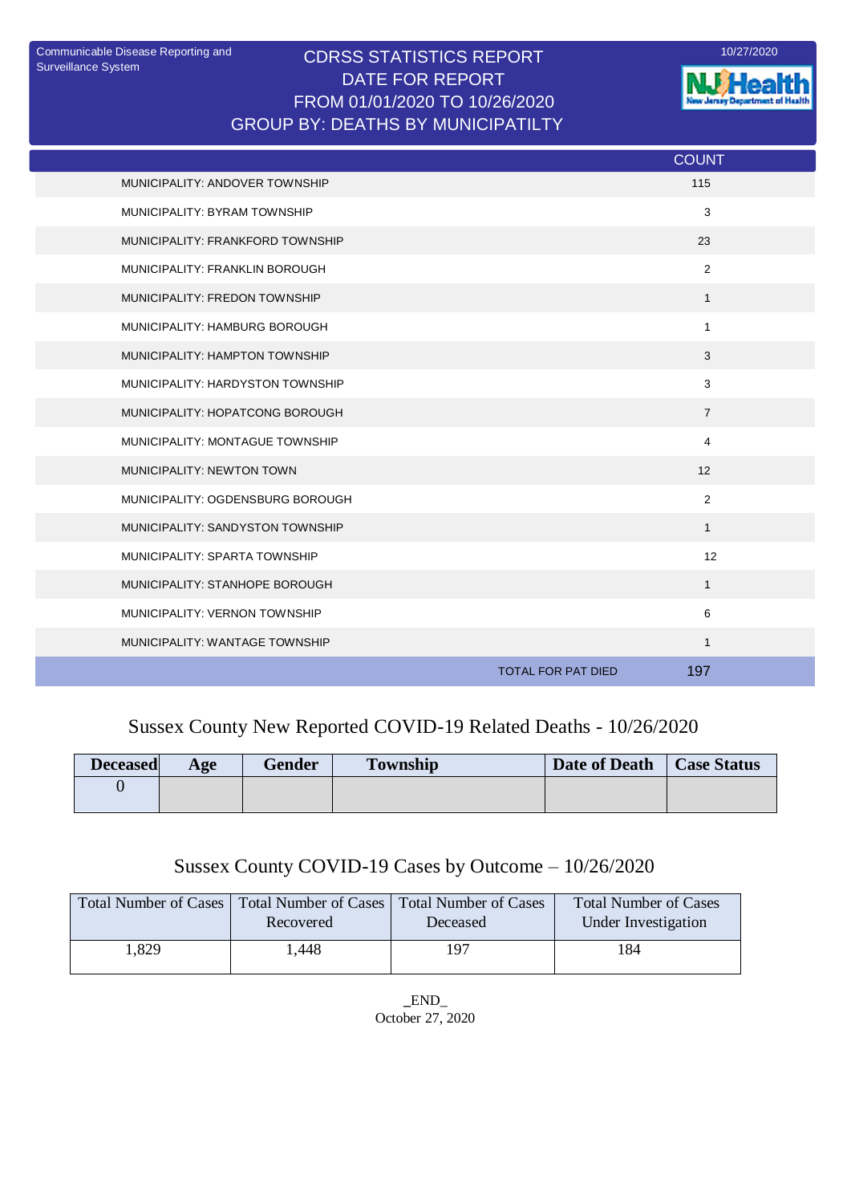Communicable Disease Reporting and Surveillance System

# CDRSS STATISTICS REPORT
## DATE FOR REPORT
## FROM 01/01/2020 TO 10/26/2020
## GROUP BY: DEATHS BY MUNICIPATILTY

10/27/2020

| | COUNT |
|---|---|
| MUNICIPALITY: ANDOVER TOWNSHIP | 115 |
| MUNICIPALITY: BYRAM TOWNSHIP | 3 |
| MUNICIPALITY: FRANKFORD TOWNSHIP | 23 |
| MUNICIPALITY: FRANKLIN BOROUGH | 2 |
| MUNICIPALITY: FREDON TOWNSHIP | 1 |
| MUNICIPALITY: HAMBURG BOROUGH | 1 |
| MUNICIPALITY: HAMPTON TOWNSHIP | 3 |
| MUNICIPALITY: HARDYSTON TOWNSHIP | 3 |
| MUNICIPALITY: HOPATCONG BOROUGH | 7 |
| MUNICIPALITY: MONTAGUE TOWNSHIP | 4 |
| MUNICIPALITY: NEWTON TOWN | 12 |
| MUNICIPALITY: OGDENSBURG BOROUGH | 2 |
| MUNICIPALITY: SANDYSTON TOWNSHIP | 1 |
| MUNICIPALITY: SPARTA TOWNSHIP | 12 |
| MUNICIPALITY: STANHOPE BOROUGH | 1 |
| MUNICIPALITY: VERNON TOWNSHIP | 6 |
| MUNICIPALITY: WANTAGE TOWNSHIP | 1 |
| TOTAL FOR PAT DIED | 197 |

## Sussex County New Reported COVID-19 Related Deaths - 10/26/2020

| Deceased | Age | Gender | Township | Date of Death | Case Status |
|---|---|---|---|---|---|
| 0 | | | | | |

## Sussex County COVID-19 Cases by Outcome – 10/26/2020

| Total Number of Cases | Total Number of Cases Recovered | Total Number of Cases Deceased | Total Number of Cases Under Investigation |
|---|---|---|---|
| 1,829 | 1,448 | 197 | 184 |

_END_
October 27, 2020